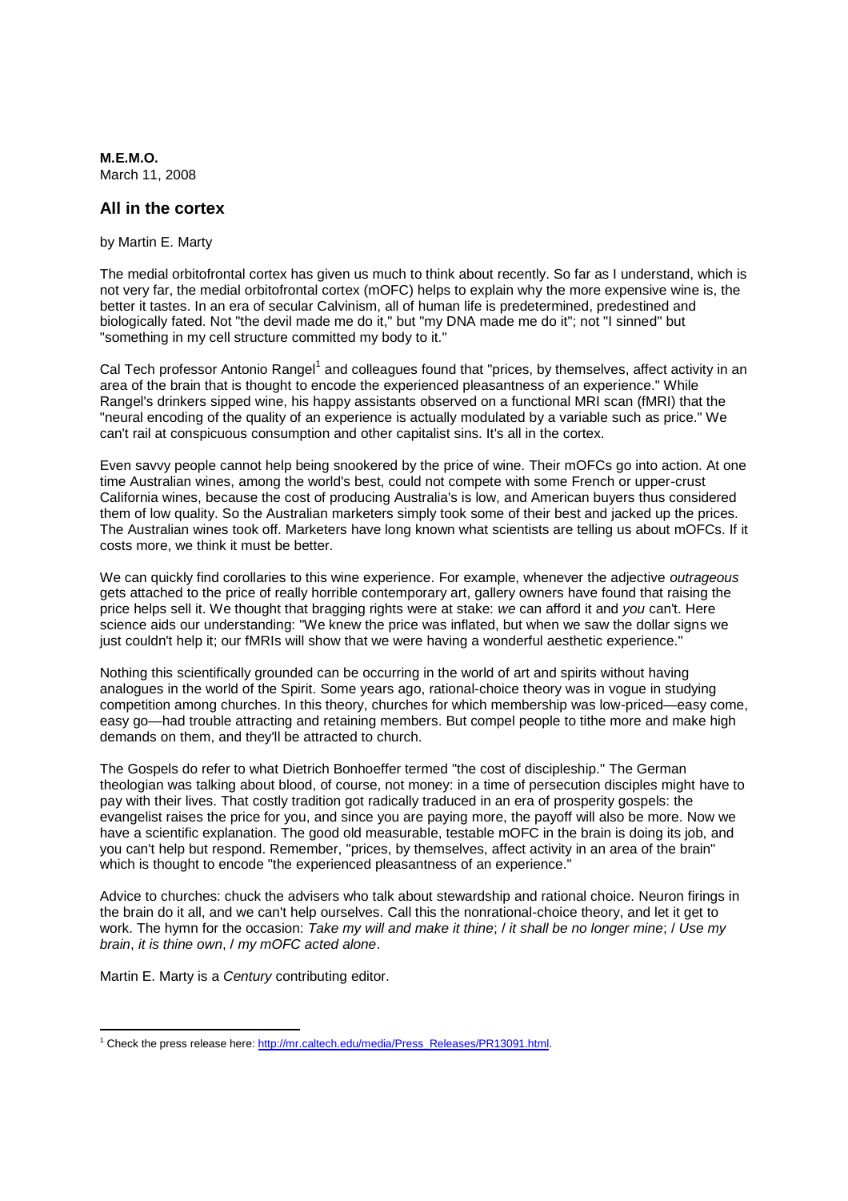**M.E.M.O.**
March 11, 2008

## All in the cortex

by Martin E. Marty

The medial orbitofrontal cortex has given us much to think about recently. So far as I understand, which is not very far, the medial orbitofrontal cortex (mOFC) helps to explain why the more expensive wine is, the better it tastes. In an era of secular Calvinism, all of human life is predetermined, predestined and biologically fated. Not "the devil made me do it," but "my DNA made me do it"; not "I sinned" but "something in my cell structure committed my body to it."

Cal Tech professor Antonio Rangel[1] and colleagues found that "prices, by themselves, affect activity in an area of the brain that is thought to encode the experienced pleasantness of an experience." While Rangel's drinkers sipped wine, his happy assistants observed on a functional MRI scan (fMRI) that the "neural encoding of the quality of an experience is actually modulated by a variable such as price." We can't rail at conspicuous consumption and other capitalist sins. It's all in the cortex.

Even savvy people cannot help being snookered by the price of wine. Their mOFCs go into action. At one time Australian wines, among the world's best, could not compete with some French or upper-crust California wines, because the cost of producing Australia's is low, and American buyers thus considered them of low quality. So the Australian marketers simply took some of their best and jacked up the prices. The Australian wines took off. Marketers have long known what scientists are telling us about mOFCs. If it costs more, we think it must be better.

We can quickly find corollaries to this wine experience. For example, whenever the adjective *outrageous* gets attached to the price of really horrible contemporary art, gallery owners have found that raising the price helps sell it. We thought that bragging rights were at stake: *we* can afford it and *you* can't. Here science aids our understanding: "We knew the price was inflated, but when we saw the dollar signs we just couldn't help it; our fMRIs will show that we were having a wonderful aesthetic experience."

Nothing this scientifically grounded can be occurring in the world of art and spirits without having analogues in the world of the Spirit. Some years ago, rational-choice theory was in vogue in studying competition among churches. In this theory, churches for which membership was low-priced—easy come, easy go—had trouble attracting and retaining members. But compel people to tithe more and make high demands on them, and they'll be attracted to church.

The Gospels do refer to what Dietrich Bonhoeffer termed "the cost of discipleship." The German theologian was talking about blood, of course, not money: in a time of persecution disciples might have to pay with their lives. That costly tradition got radically traduced in an era of prosperity gospels: the evangelist raises the price for you, and since you are paying more, the payoff will also be more. Now we have a scientific explanation. The good old measurable, testable mOFC in the brain is doing its job, and you can't help but respond. Remember, "prices, by themselves, affect activity in an area of the brain" which is thought to encode "the experienced pleasantness of an experience."

Advice to churches: chuck the advisers who talk about stewardship and rational choice. Neuron firings in the brain do it all, and we can't help ourselves. Call this the nonrational-choice theory, and let it get to work. The hymn for the occasion: *Take my will and make it thine*; / *it shall be no longer mine*; / *Use my brain*, *it is thine own*, / *my mOFC acted alone*.

Martin E. Marty is a *Century* contributing editor.

---

[1] Check the press release here: http://mr.caltech.edu/media/Press_Releases/PR13091.html.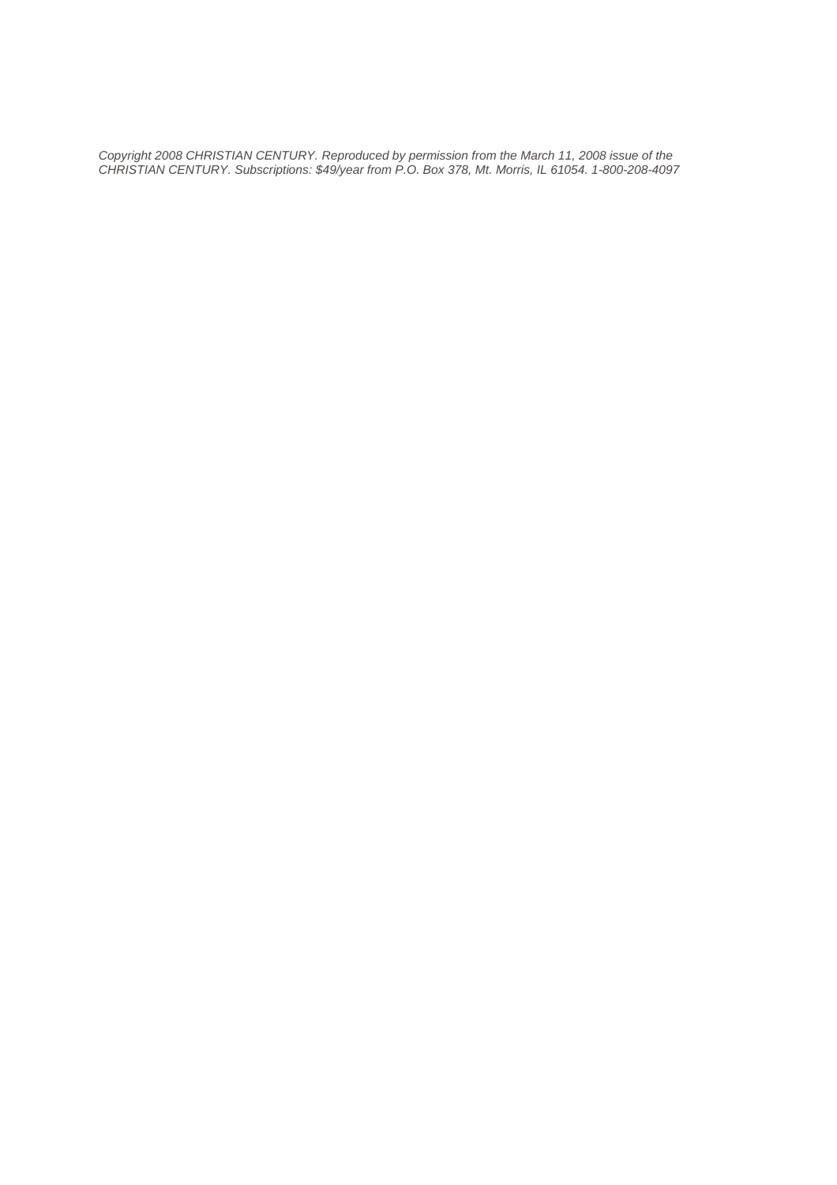*Copyright 2008 CHRISTIAN CENTURY. Reproduced by permission from the March 11, 2008 issue of the CHRISTIAN CENTURY. Subscriptions: $49/year from P.O. Box 378, Mt. Morris, IL 61054. 1-800-208-4097*